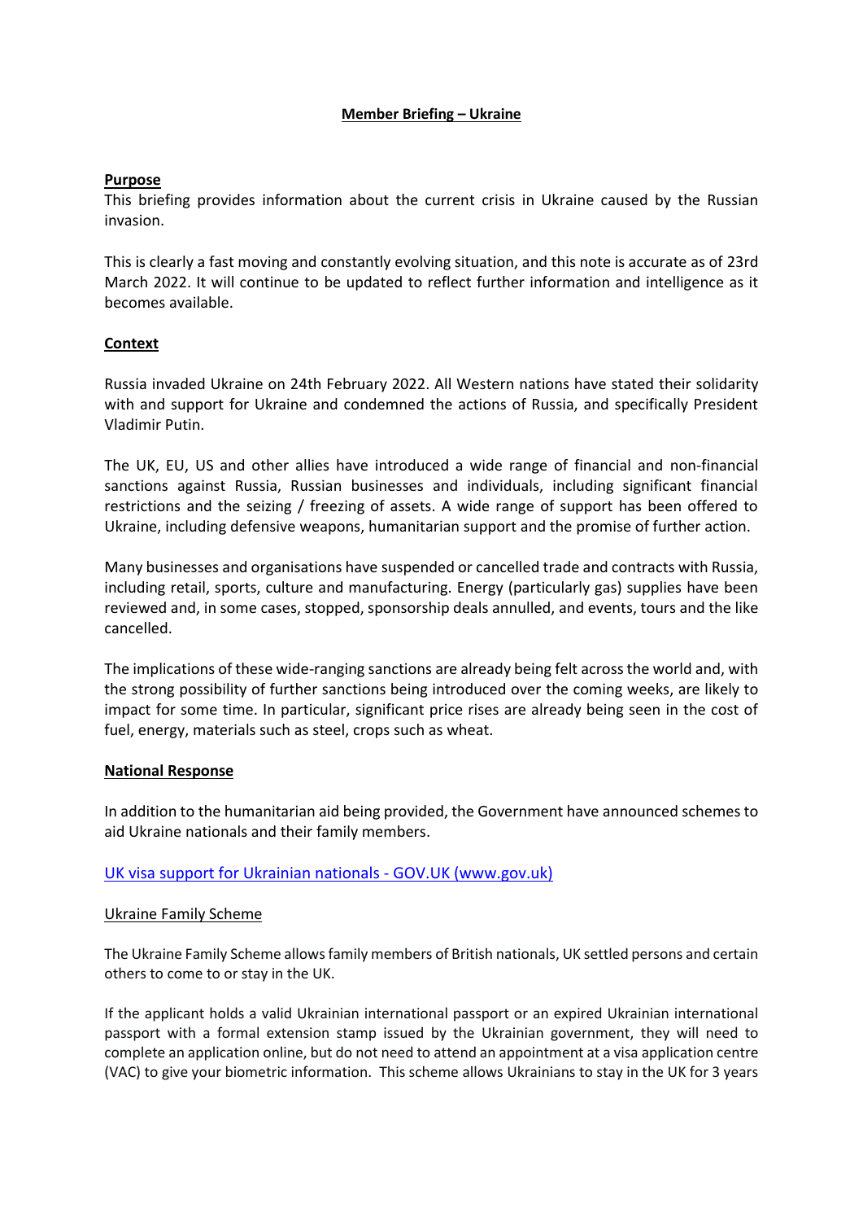**Member Briefing – Ukraine**

**Purpose**

This briefing provides information about the current crisis in Ukraine caused by the Russian invasion.

This is clearly a fast moving and constantly evolving situation, and this note is accurate as of 23rd March 2022. It will continue to be updated to reflect further information and intelligence as it becomes available.

**Context**

Russia invaded Ukraine on 24th February 2022. All Western nations have stated their solidarity with and support for Ukraine and condemned the actions of Russia, and specifically President Vladimir Putin.

The UK, EU, US and other allies have introduced a wide range of financial and non-financial sanctions against Russia, Russian businesses and individuals, including significant financial restrictions and the seizing / freezing of assets. A wide range of support has been offered to Ukraine, including defensive weapons, humanitarian support and the promise of further action.

Many businesses and organisations have suspended or cancelled trade and contracts with Russia, including retail, sports, culture and manufacturing. Energy (particularly gas) supplies have been reviewed and, in some cases, stopped, sponsorship deals annulled, and events, tours and the like cancelled.

The implications of these wide-ranging sanctions are already being felt across the world and, with the strong possibility of further sanctions being introduced over the coming weeks, are likely to impact for some time. In particular, significant price rises are already being seen in the cost of fuel, energy, materials such as steel, crops such as wheat.

**National Response**

In addition to the humanitarian aid being provided, the Government have announced schemes to aid Ukraine nationals and their family members.

[UK visa support for Ukrainian nationals - GOV.UK (www.gov.uk)]

Ukraine Family Scheme

The Ukraine Family Scheme allows family members of British nationals, UK settled persons and certain others to come to or stay in the UK.

If the applicant holds a valid Ukrainian international passport or an expired Ukrainian international passport with a formal extension stamp issued by the Ukrainian government, they will need to complete an application online, but do not need to attend an appointment at a visa application centre (VAC) to give your biometric information. This scheme allows Ukrainians to stay in the UK for 3 years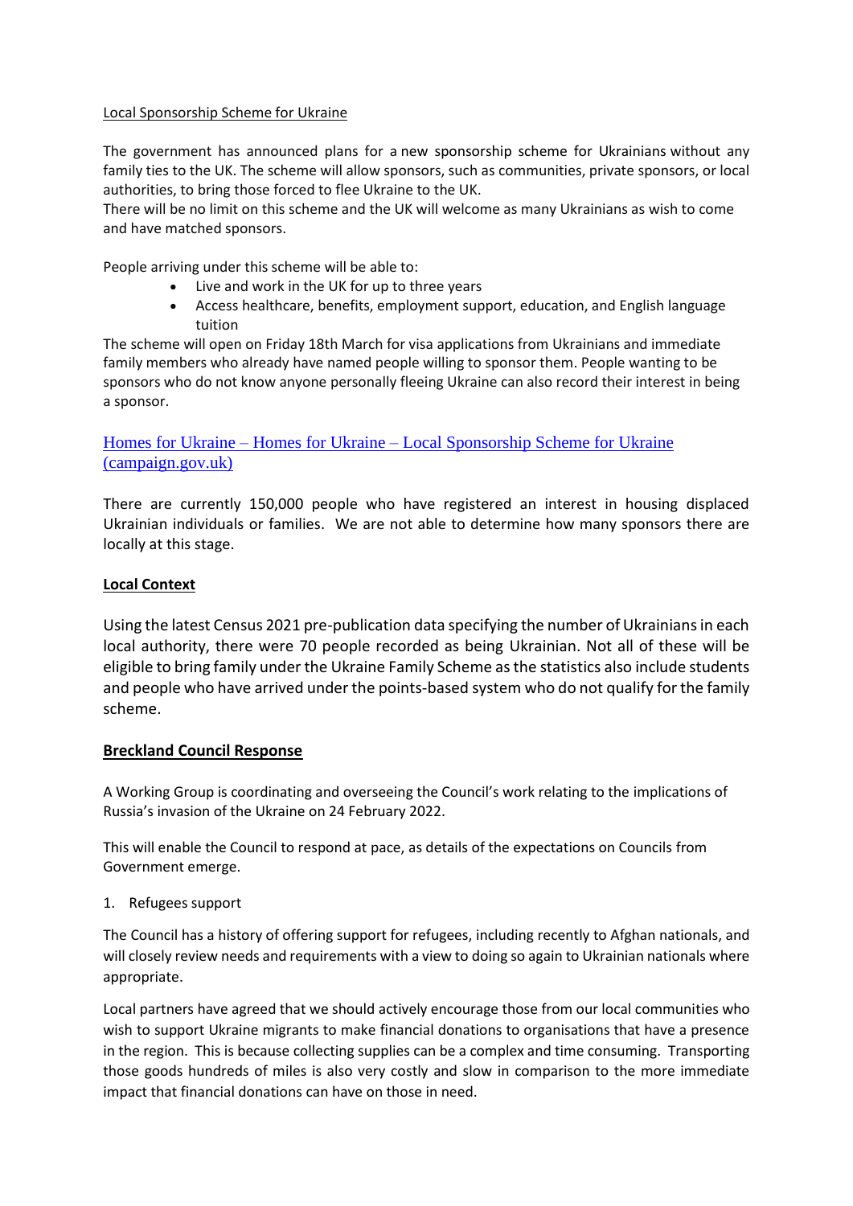Local Sponsorship Scheme for Ukraine

The government has announced plans for a new sponsorship scheme for Ukrainians without any family ties to the UK. The scheme will allow sponsors, such as communities, private sponsors, or local authorities, to bring those forced to flee Ukraine to the UK.
There will be no limit on this scheme and the UK will welcome as many Ukrainians as wish to come and have matched sponsors.

People arriving under this scheme will be able to:

- Live and work in the UK for up to three years
- Access healthcare, benefits, employment support, education, and English language tuition

The scheme will open on Friday 18th March for visa applications from Ukrainians and immediate family members who already have named people willing to sponsor them. People wanting to be sponsors who do not know anyone personally fleeing Ukraine can also record their interest in being a sponsor.

[Homes for Ukraine – Homes for Ukraine – Local Sponsorship Scheme for Ukraine (campaign.gov.uk)]()

There are currently 150,000 people who have registered an interest in housing displaced Ukrainian individuals or families. We are not able to determine how many sponsors there are locally at this stage.

**Local Context**

Using the latest Census 2021 pre-publication data specifying the number of Ukrainians in each local authority, there were 70 people recorded as being Ukrainian. Not all of these will be eligible to bring family under the Ukraine Family Scheme as the statistics also include students and people who have arrived under the points-based system who do not qualify for the family scheme.

**Breckland Council Response**

A Working Group is coordinating and overseeing the Council's work relating to the implications of Russia's invasion of the Ukraine on 24 February 2022.

This will enable the Council to respond at pace, as details of the expectations on Councils from Government emerge.

1. Refugees support

The Council has a history of offering support for refugees, including recently to Afghan nationals, and will closely review needs and requirements with a view to doing so again to Ukrainian nationals where appropriate.

Local partners have agreed that we should actively encourage those from our local communities who wish to support Ukraine migrants to make financial donations to organisations that have a presence in the region. This is because collecting supplies can be a complex and time consuming. Transporting those goods hundreds of miles is also very costly and slow in comparison to the more immediate impact that financial donations can have on those in need.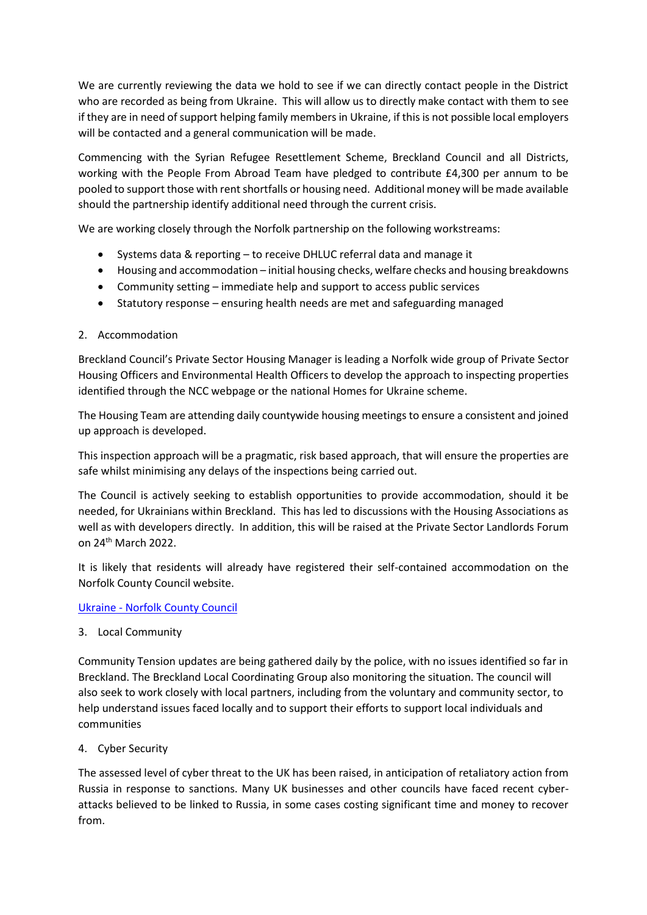We are currently reviewing the data we hold to see if we can directly contact people in the District who are recorded as being from Ukraine. This will allow us to directly make contact with them to see if they are in need of support helping family members in Ukraine, if this is not possible local employers will be contacted and a general communication will be made.

Commencing with the Syrian Refugee Resettlement Scheme, Breckland Council and all Districts, working with the People From Abroad Team have pledged to contribute £4,300 per annum to be pooled to support those with rent shortfalls or housing need. Additional money will be made available should the partnership identify additional need through the current crisis.

We are working closely through the Norfolk partnership on the following workstreams:

- Systems data & reporting – to receive DHLUC referral data and manage it
- Housing and accommodation – initial housing checks, welfare checks and housing breakdowns
- Community setting – immediate help and support to access public services
- Statutory response – ensuring health needs are met and safeguarding managed

2. Accommodation

Breckland Council's Private Sector Housing Manager is leading a Norfolk wide group of Private Sector Housing Officers and Environmental Health Officers to develop the approach to inspecting properties identified through the NCC webpage or the national Homes for Ukraine scheme.

The Housing Team are attending daily countywide housing meetings to ensure a consistent and joined up approach is developed.

This inspection approach will be a pragmatic, risk based approach, that will ensure the properties are safe whilst minimising any delays of the inspections being carried out.

The Council is actively seeking to establish opportunities to provide accommodation, should it be needed, for Ukrainians within Breckland. This has led to discussions with the Housing Associations as well as with developers directly. In addition, this will be raised at the Private Sector Landlords Forum on 24th March 2022.

It is likely that residents will already have registered their self-contained accommodation on the Norfolk County Council website.

[Ukraine - Norfolk County Council]

3. Local Community

Community Tension updates are being gathered daily by the police, with no issues identified so far in Breckland. The Breckland Local Coordinating Group also monitoring the situation. The council will also seek to work closely with local partners, including from the voluntary and community sector, to help understand issues faced locally and to support their efforts to support local individuals and communities

4. Cyber Security

The assessed level of cyber threat to the UK has been raised, in anticipation of retaliatory action from Russia in response to sanctions. Many UK businesses and other councils have faced recent cyber-attacks believed to be linked to Russia, in some cases costing significant time and money to recover from.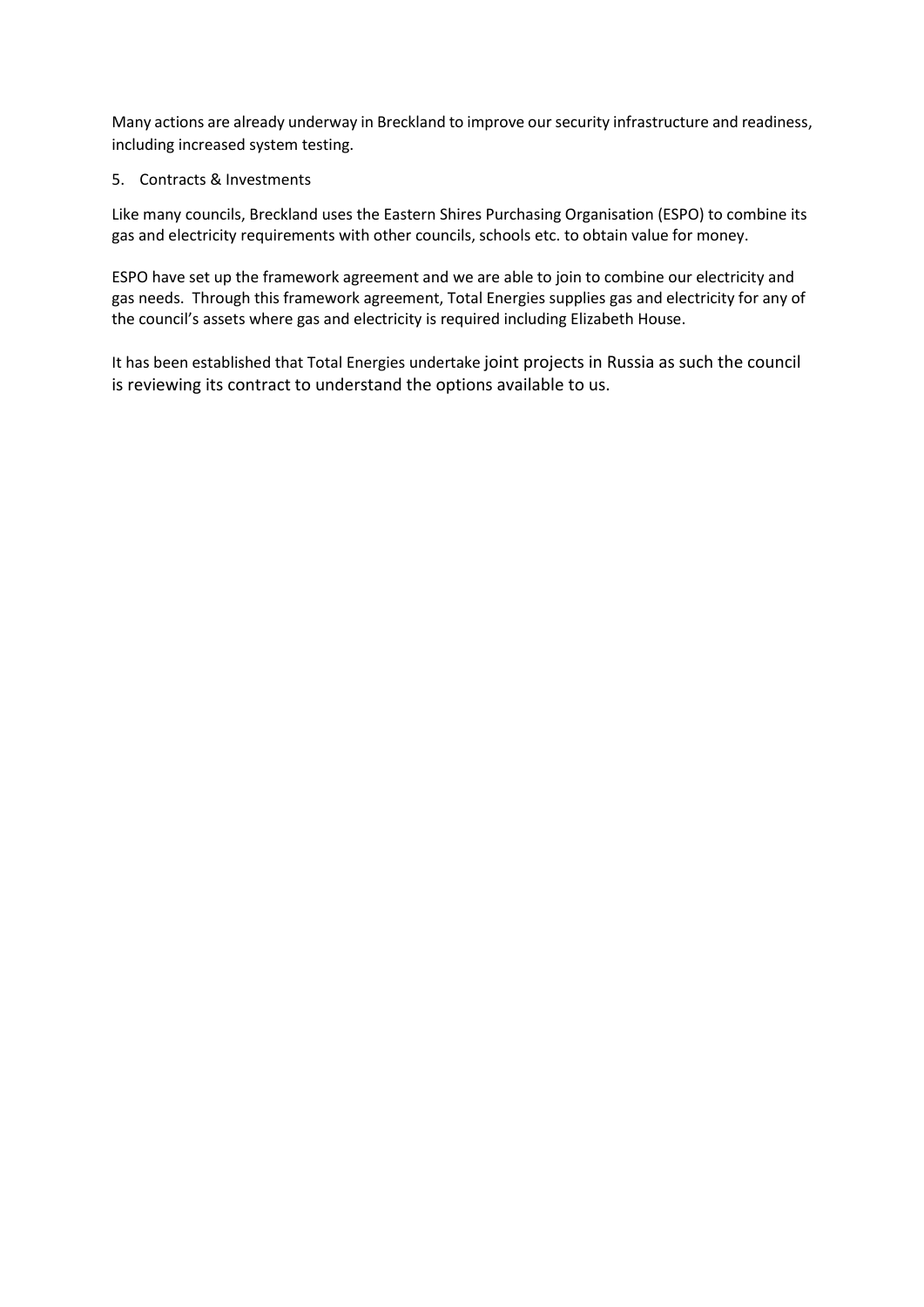Many actions are already underway in Breckland to improve our security infrastructure and readiness, including increased system testing.

5. Contracts & Investments

Like many councils, Breckland uses the Eastern Shires Purchasing Organisation (ESPO) to combine its gas and electricity requirements with other councils, schools etc. to obtain value for money.

ESPO have set up the framework agreement and we are able to join to combine our electricity and gas needs. Through this framework agreement, Total Energies supplies gas and electricity for any of the council's assets where gas and electricity is required including Elizabeth House.

It has been established that Total Energies undertake joint projects in Russia as such the council is reviewing its contract to understand the options available to us.